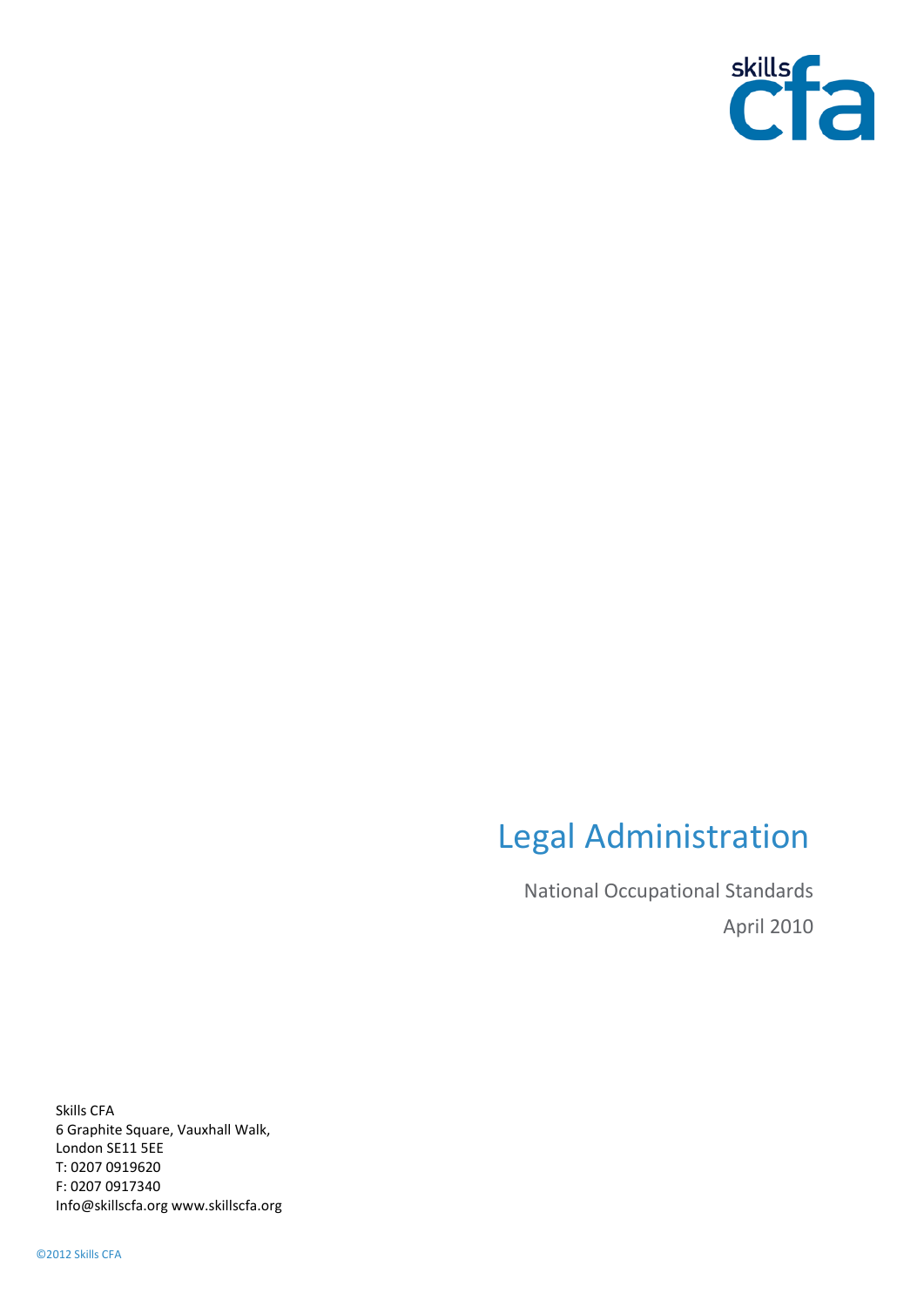skills cfa

# Legal Administration

National Occupational Standards

April 2010

Skills CFA
6 Graphite Square, Vauxhall Walk,
London SE11 5EE
T: 0207 0919620
F: 0207 0917340
Info@skillscfa.org www.skillscfa.org

©2012 Skills CFA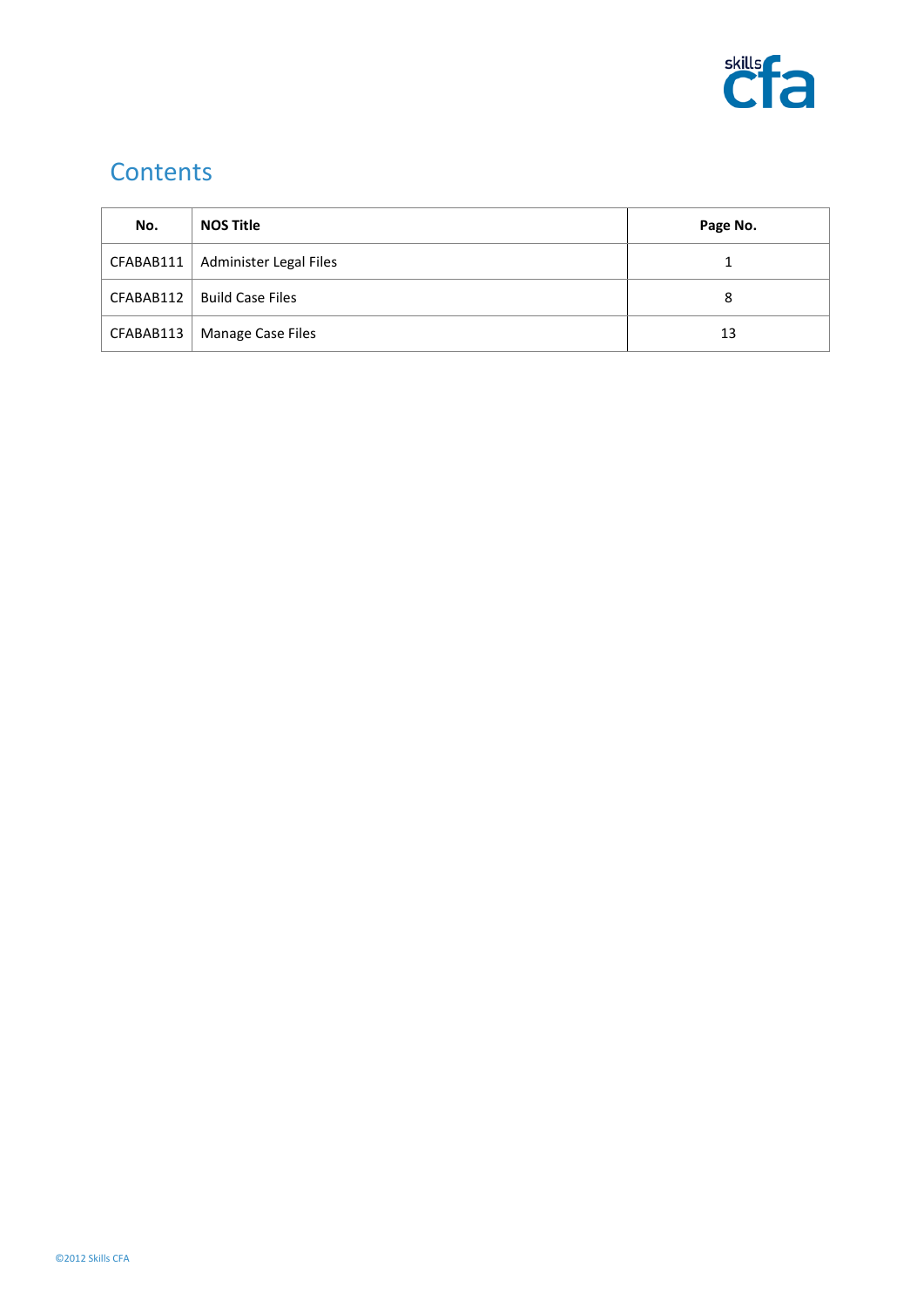# Contents

| No. | NOS Title | Page No. |
|---|---|---|
| CFABAB111 | Administer Legal Files | 1 |
| CFABAB112 | Build Case Files | 8 |
| CFABAB113 | Manage Case Files | 13 |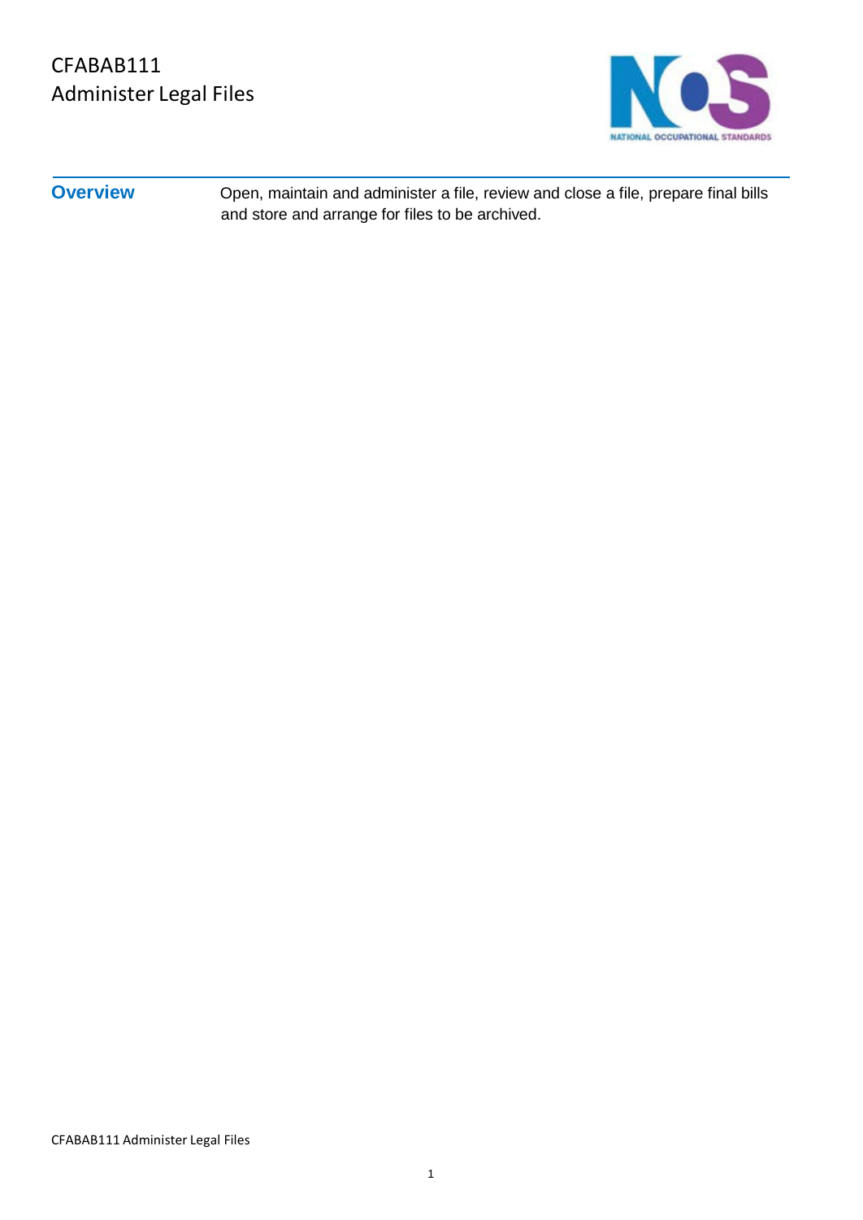# CFABAB111
# Administer Legal Files

## Overview

Open, maintain and administer a file, review and close a file, prepare final bills and store and arrange for files to be archived.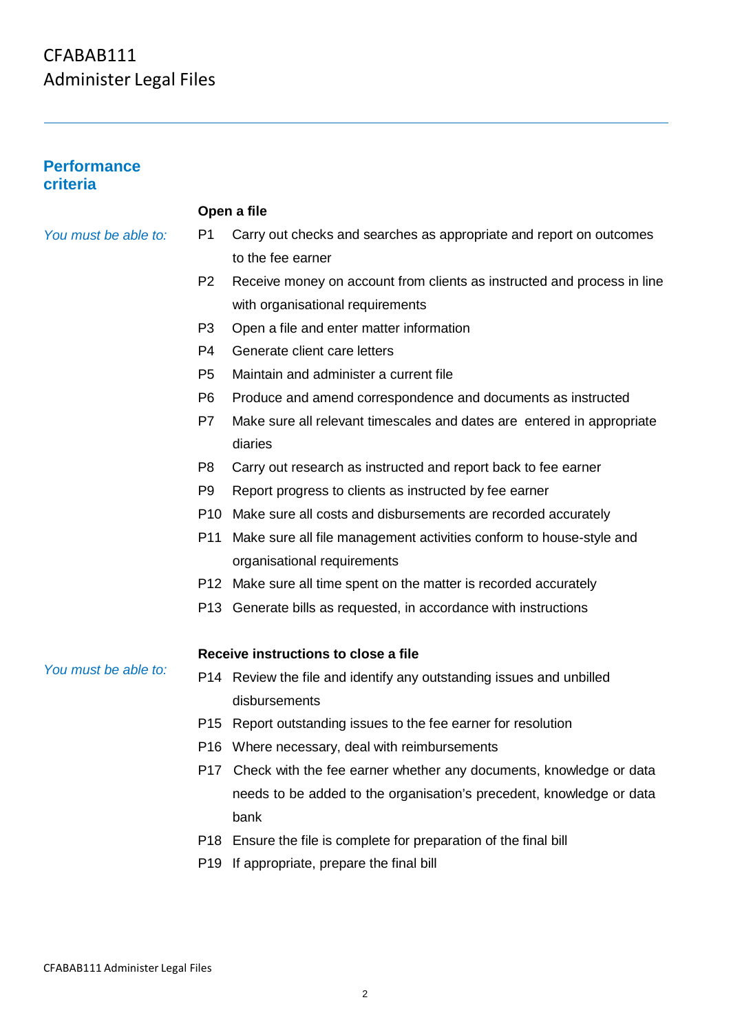# CFABAB111
# Administer Legal Files

## Performance criteria

**Open a file**

*You must be able to:*

P1 Carry out checks and searches as appropriate and report on outcomes to the fee earner

P2 Receive money on account from clients as instructed and process in line with organisational requirements

P3 Open a file and enter matter information

P4 Generate client care letters

P5 Maintain and administer a current file

P6 Produce and amend correspondence and documents as instructed

P7 Make sure all relevant timescales and dates are entered in appropriate diaries

P8 Carry out research as instructed and report back to fee earner

P9 Report progress to clients as instructed by fee earner

P10 Make sure all costs and disbursements are recorded accurately

P11 Make sure all file management activities conform to house-style and organisational requirements

P12 Make sure all time spent on the matter is recorded accurately

P13 Generate bills as requested, in accordance with instructions

**Receive instructions to close a file**

*You must be able to:*

P14 Review the file and identify any outstanding issues and unbilled disbursements

P15 Report outstanding issues to the fee earner for resolution

P16 Where necessary, deal with reimbursements

P17 Check with the fee earner whether any documents, knowledge or data needs to be added to the organisation's precedent, knowledge or data bank

P18 Ensure the file is complete for preparation of the final bill

P19 If appropriate, prepare the final bill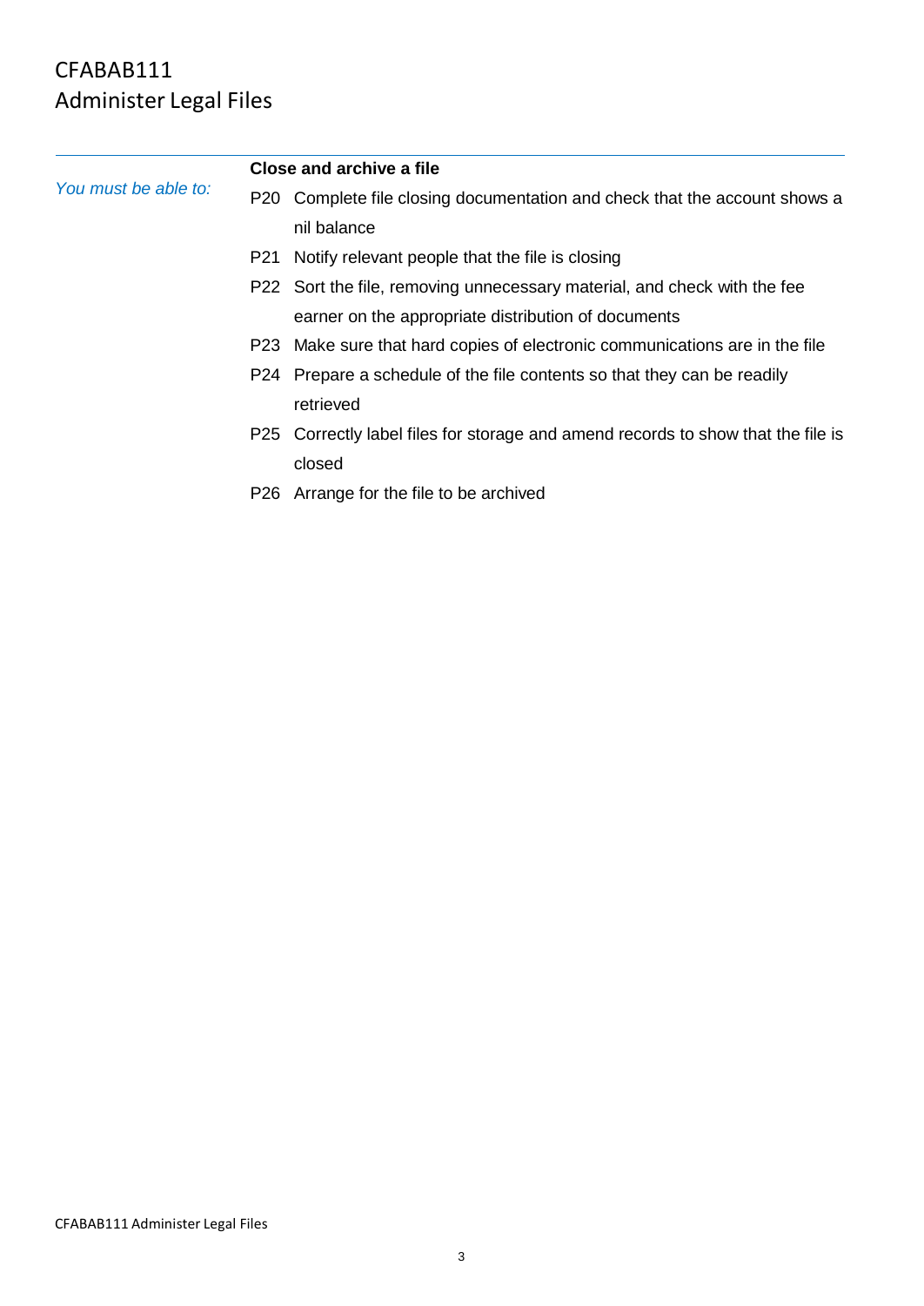# CFABAB111
# Administer Legal Files

*You must be able to:*

**Close and archive a file**

- P20 Complete file closing documentation and check that the account shows a nil balance
- P21 Notify relevant people that the file is closing
- P22 Sort the file, removing unnecessary material, and check with the fee earner on the appropriate distribution of documents
- P23 Make sure that hard copies of electronic communications are in the file
- P24 Prepare a schedule of the file contents so that they can be readily retrieved
- P25 Correctly label files for storage and amend records to show that the file is closed
- P26 Arrange for the file to be archived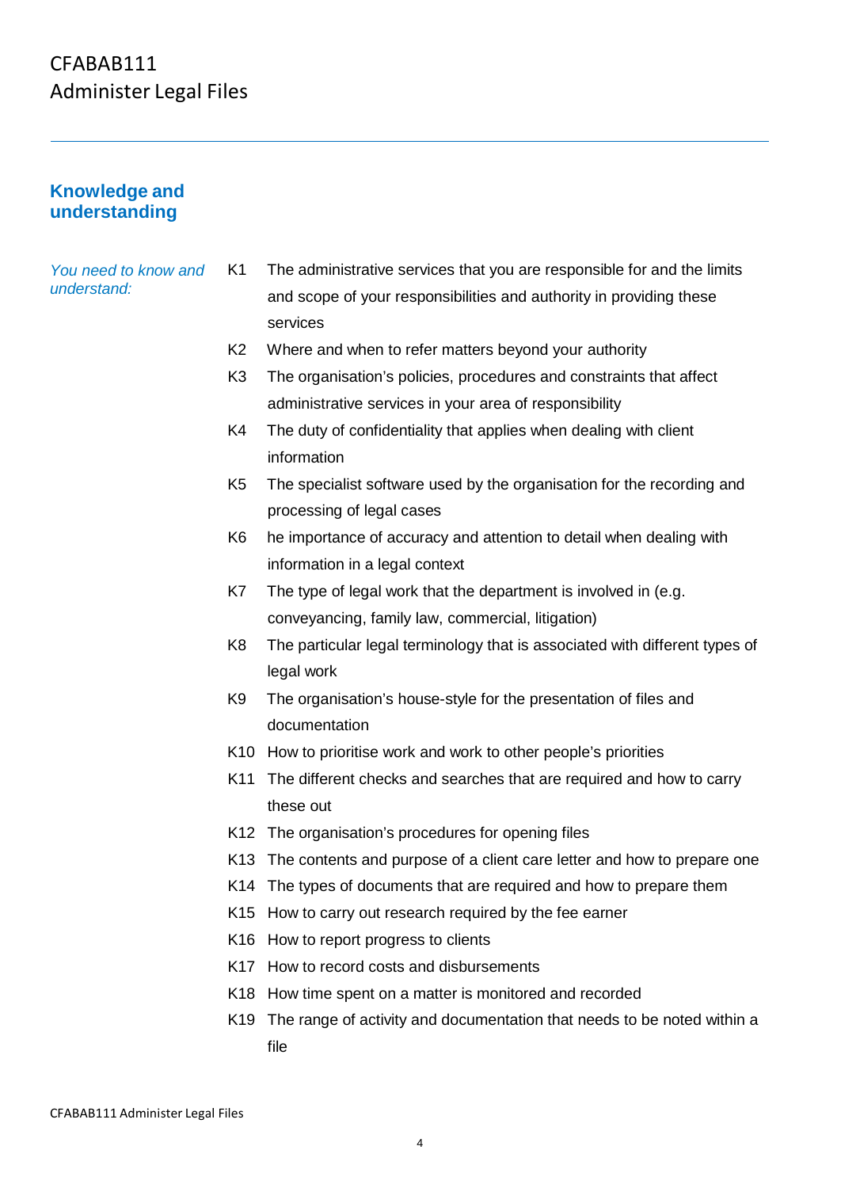# CFABAB111
# Administer Legal Files

## Knowledge and understanding

*You need to know and understand:*

- K1 The administrative services that you are responsible for and the limits and scope of your responsibilities and authority in providing these services
- K2 Where and when to refer matters beyond your authority
- K3 The organisation's policies, procedures and constraints that affect administrative services in your area of responsibility
- K4 The duty of confidentiality that applies when dealing with client information
- K5 The specialist software used by the organisation for the recording and processing of legal cases
- K6 he importance of accuracy and attention to detail when dealing with information in a legal context
- K7 The type of legal work that the department is involved in (e.g. conveyancing, family law, commercial, litigation)
- K8 The particular legal terminology that is associated with different types of legal work
- K9 The organisation's house-style for the presentation of files and documentation
- K10 How to prioritise work and work to other people's priorities
- K11 The different checks and searches that are required and how to carry these out
- K12 The organisation's procedures for opening files
- K13 The contents and purpose of a client care letter and how to prepare one
- K14 The types of documents that are required and how to prepare them
- K15 How to carry out research required by the fee earner
- K16 How to report progress to clients
- K17 How to record costs and disbursements
- K18 How time spent on a matter is monitored and recorded
- K19 The range of activity and documentation that needs to be noted within a file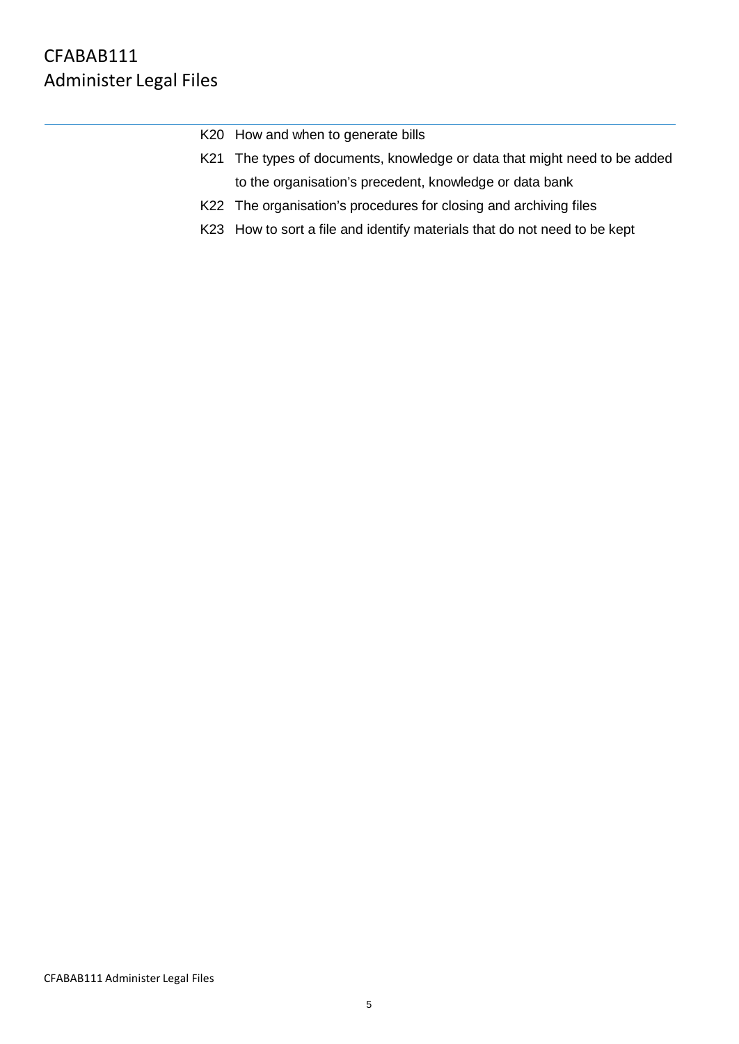K20 How and when to generate bills

K21 The types of documents, knowledge or data that might need to be added to the organisation's precedent, knowledge or data bank

K22 The organisation's procedures for closing and archiving files

K23 How to sort a file and identify materials that do not need to be kept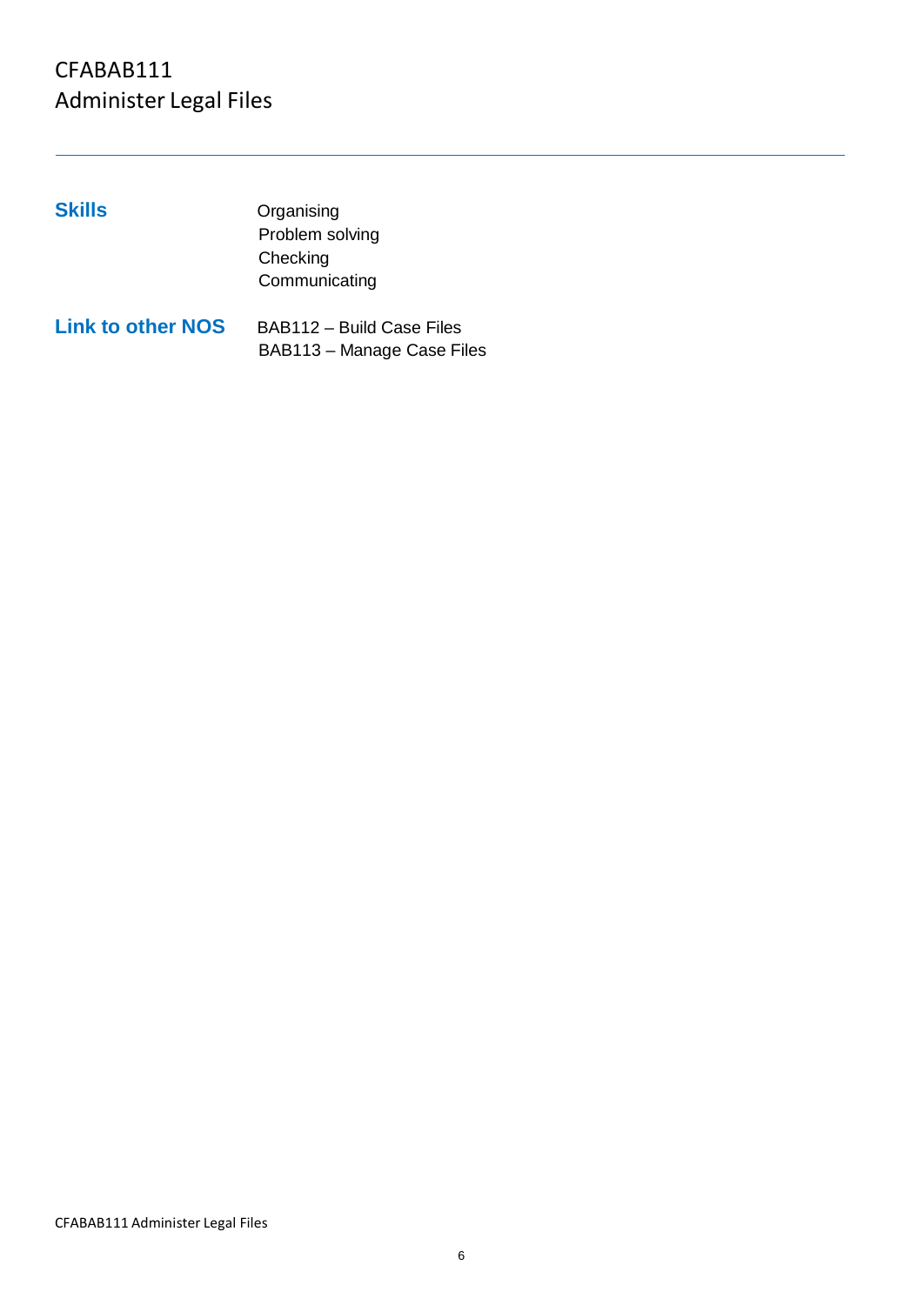# CFABAB111
# Administer Legal Files

| | |
|---|---|
| **Skills** | Organising<br>Problem solving<br>Checking<br>Communicating |
| **Link to other NOS** | BAB112 – Build Case Files<br>BAB113 – Manage Case Files |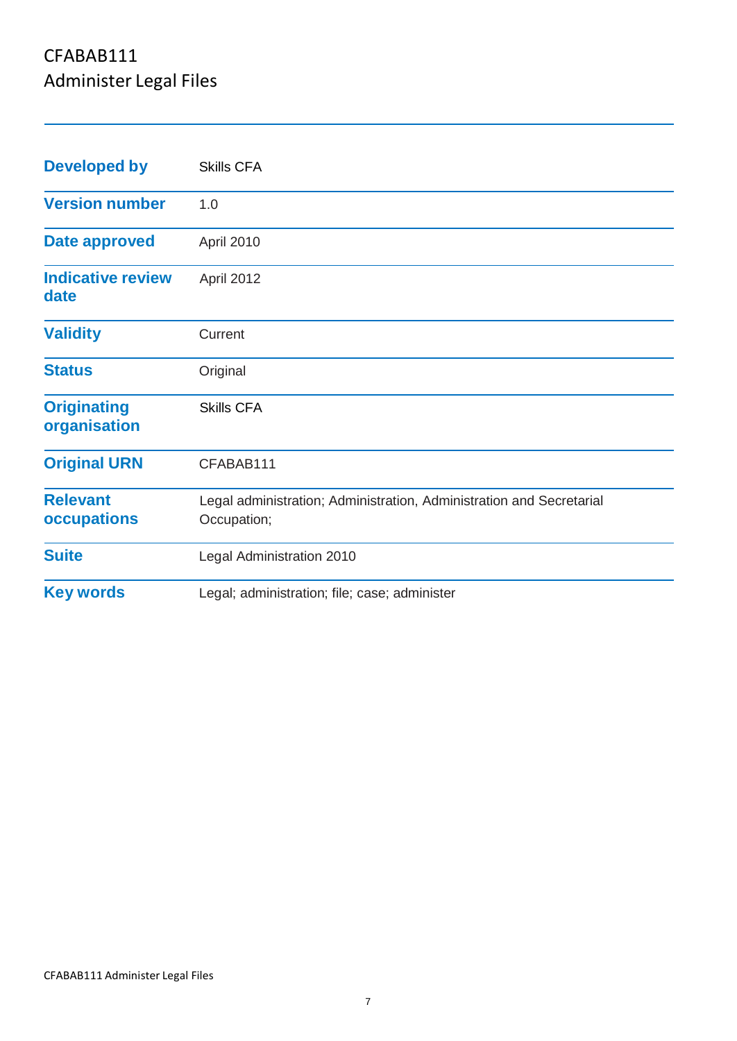# CFABAB111
## Administer Legal Files

| | |
|---|---|
| **Developed by** | Skills CFA |
| **Version number** | 1.0 |
| **Date approved** | April 2010 |
| **Indicative review date** | April 2012 |
| **Validity** | Current |
| **Status** | Original |
| **Originating organisation** | Skills CFA |
| **Original URN** | CFABAB111 |
| **Relevant occupations** | Legal administration; Administration, Administration and Secretarial Occupation; |
| **Suite** | Legal Administration 2010 |
| **Key words** | Legal; administration; file; case; administer |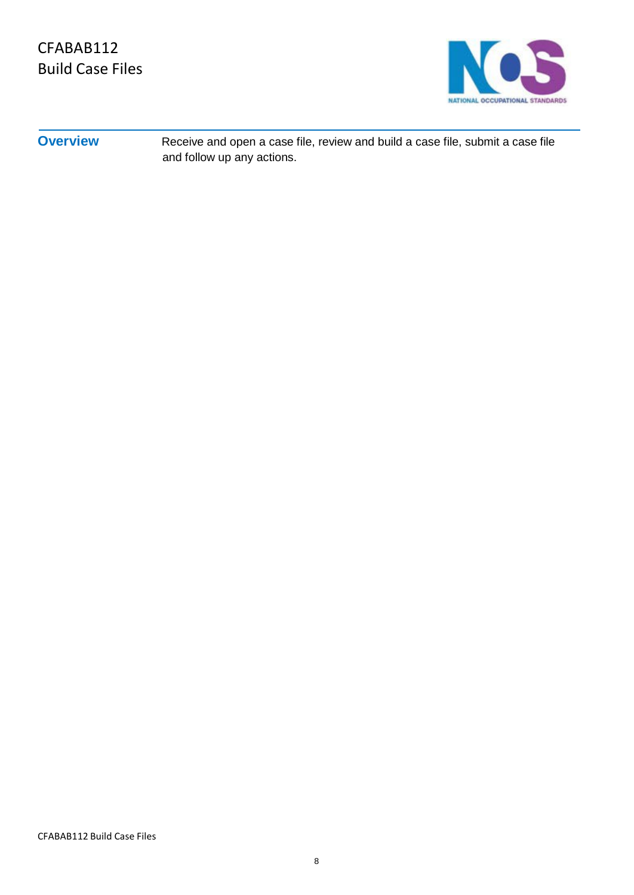# CFABAB112
# Build Case Files

| Overview | Receive and open a case file, review and build a case file, submit a case file and follow up any actions. |
|---|---|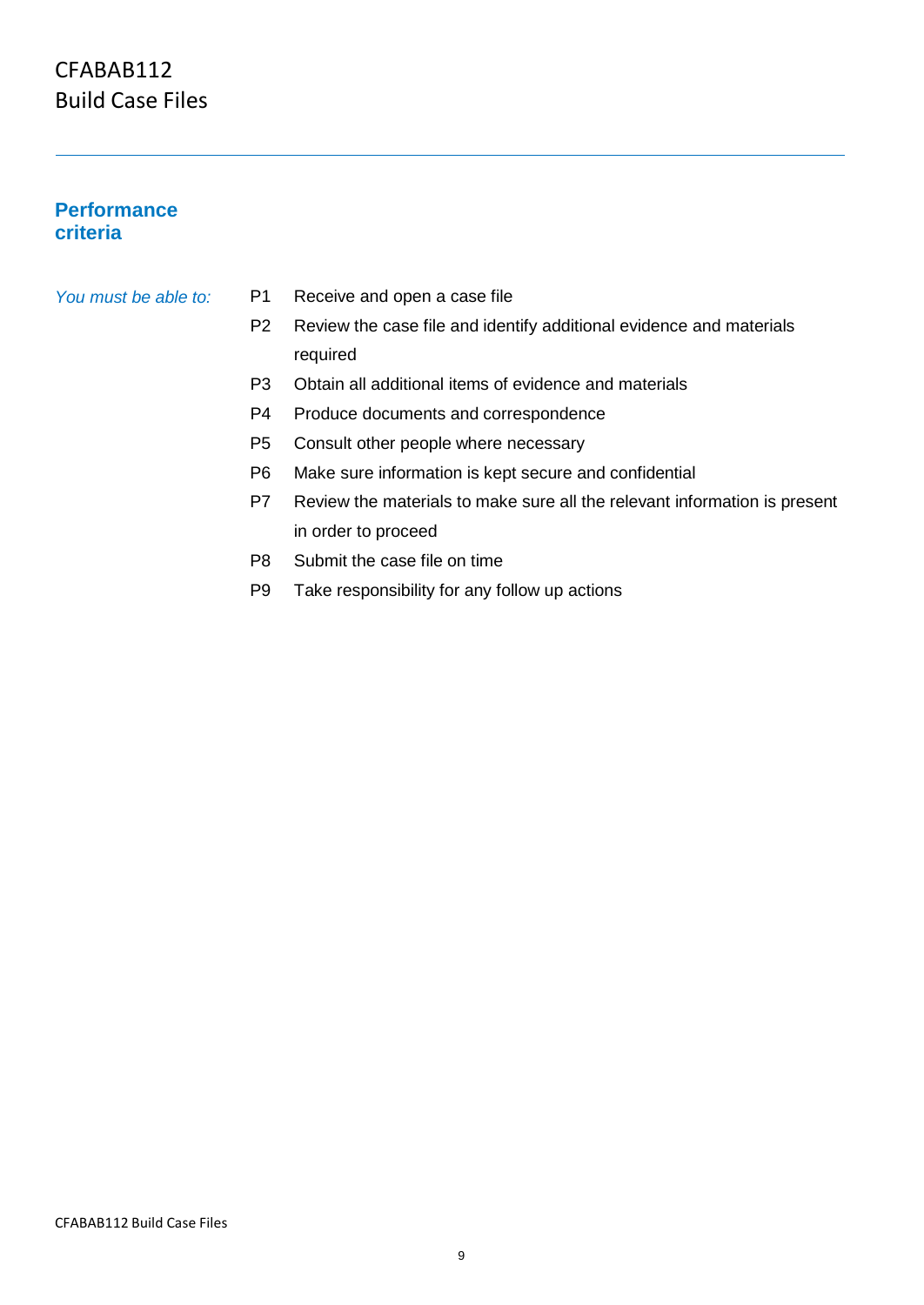# CFABAB112
# Build Case Files

## Performance criteria

*You must be able to:*

P1 Receive and open a case file

P2 Review the case file and identify additional evidence and materials required

P3 Obtain all additional items of evidence and materials

P4 Produce documents and correspondence

P5 Consult other people where necessary

P6 Make sure information is kept secure and confidential

P7 Review the materials to make sure all the relevant information is present in order to proceed

P8 Submit the case file on time

P9 Take responsibility for any follow up actions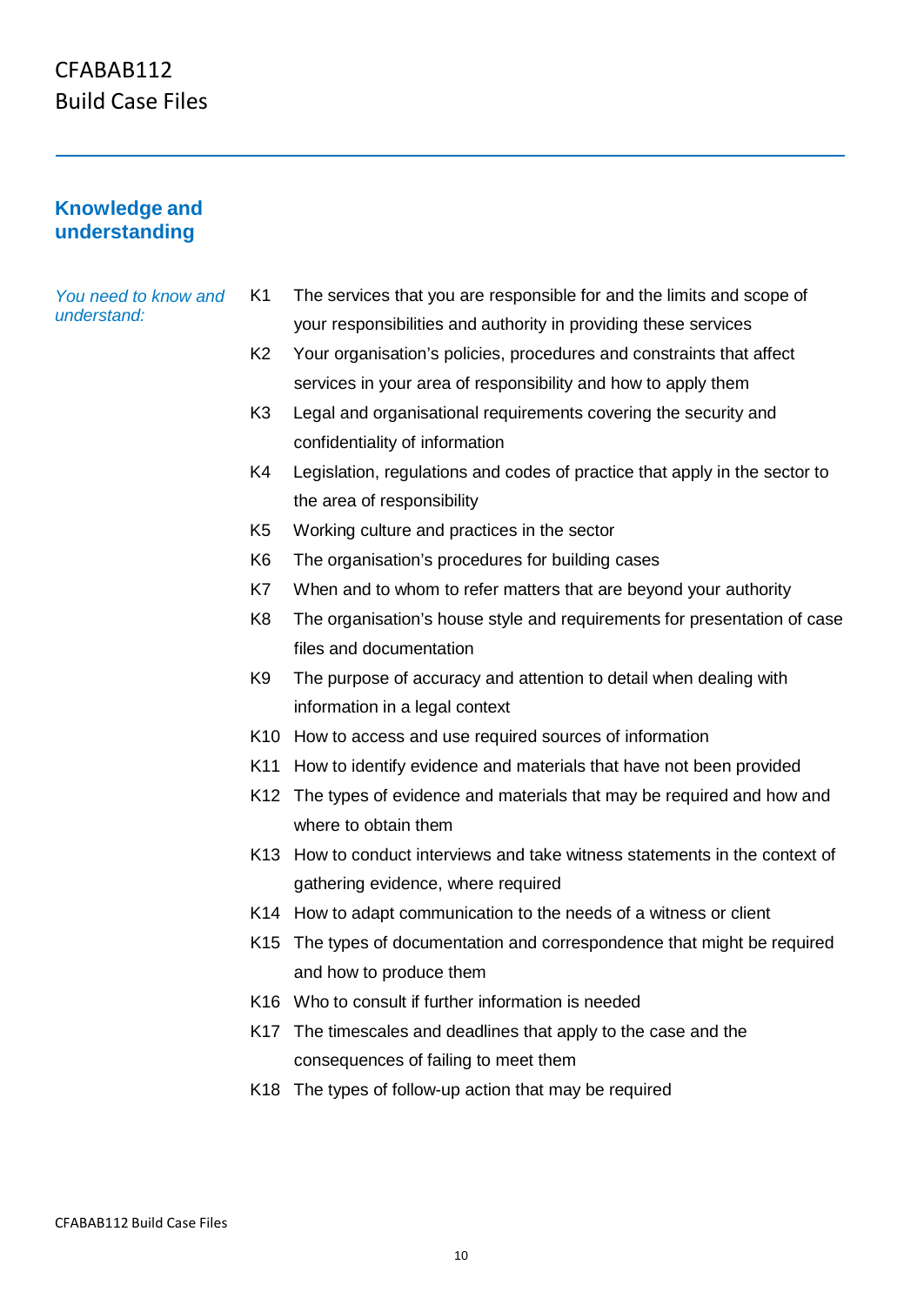# CFABAB112
# Build Case Files

## Knowledge and understanding

*You need to know and understand:*

- K1 The services that you are responsible for and the limits and scope of your responsibilities and authority in providing these services
- K2 Your organisation's policies, procedures and constraints that affect services in your area of responsibility and how to apply them
- K3 Legal and organisational requirements covering the security and confidentiality of information
- K4 Legislation, regulations and codes of practice that apply in the sector to the area of responsibility
- K5 Working culture and practices in the sector
- K6 The organisation's procedures for building cases
- K7 When and to whom to refer matters that are beyond your authority
- K8 The organisation's house style and requirements for presentation of case files and documentation
- K9 The purpose of accuracy and attention to detail when dealing with information in a legal context
- K10 How to access and use required sources of information
- K11 How to identify evidence and materials that have not been provided
- K12 The types of evidence and materials that may be required and how and where to obtain them
- K13 How to conduct interviews and take witness statements in the context of gathering evidence, where required
- K14 How to adapt communication to the needs of a witness or client
- K15 The types of documentation and correspondence that might be required and how to produce them
- K16 Who to consult if further information is needed
- K17 The timescales and deadlines that apply to the case and the consequences of failing to meet them
- K18 The types of follow-up action that may be required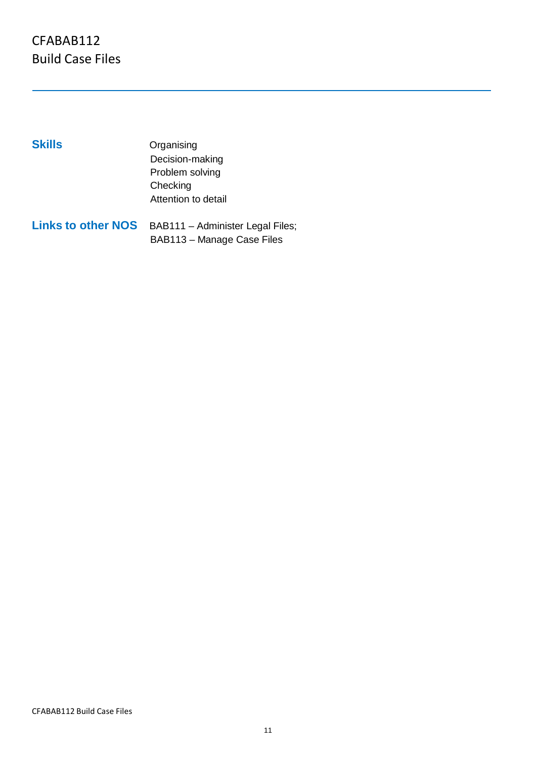CFABAB112
Build Case Files

| | |
|---|---|
| **Skills** | Organising<br>Decision-making<br>Problem solving<br>Checking<br>Attention to detail |
| **Links to other NOS** | BAB111 – Administer Legal Files;<br>BAB113 – Manage Case Files |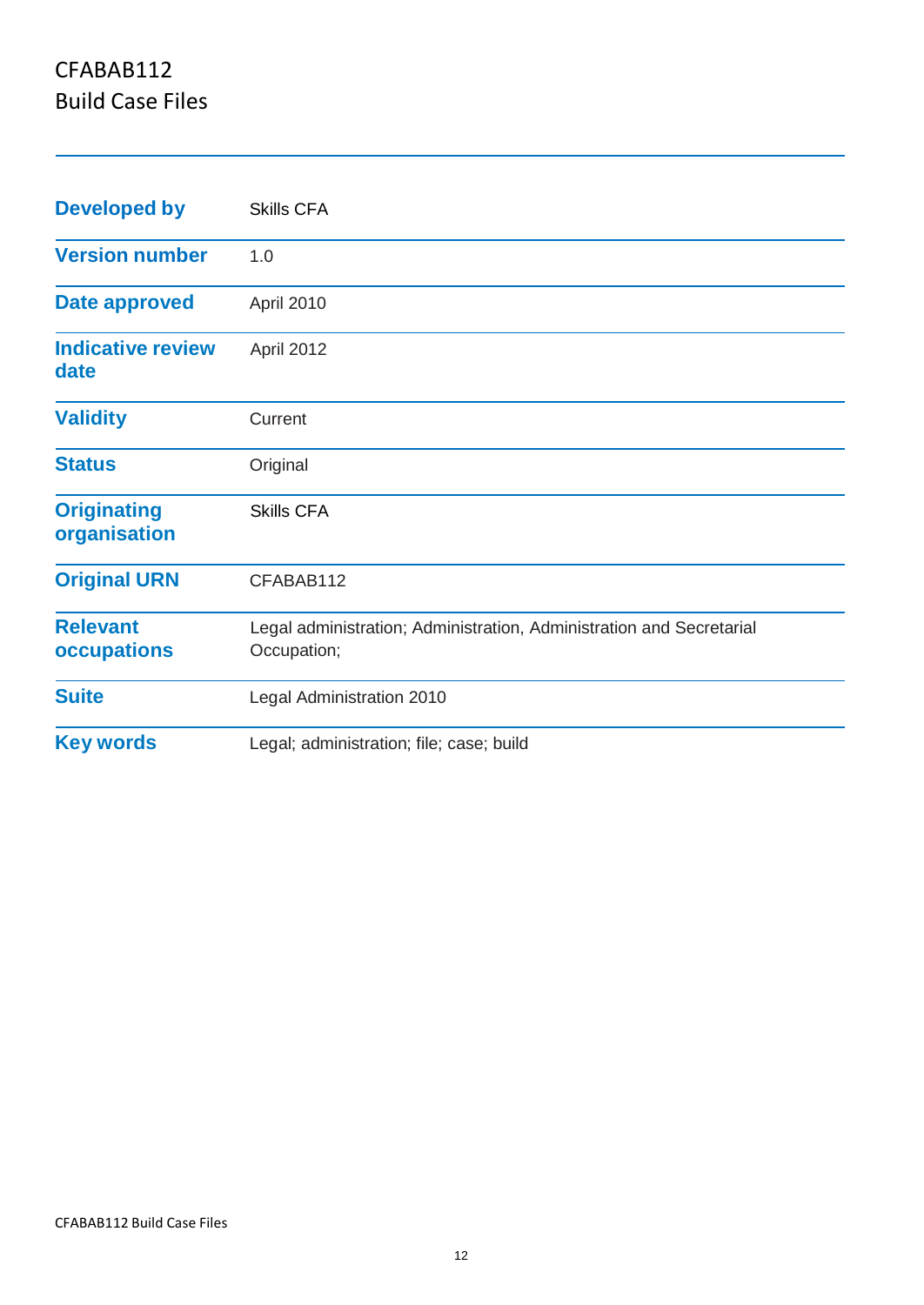# CFABAB112
## Build Case Files

| | |
|---|---|
| **Developed by** | Skills CFA |
| **Version number** | 1.0 |
| **Date approved** | April 2010 |
| **Indicative review date** | April 2012 |
| **Validity** | Current |
| **Status** | Original |
| **Originating organisation** | Skills CFA |
| **Original URN** | CFABAB112 |
| **Relevant occupations** | Legal administration; Administration, Administration and Secretarial Occupation; |
| **Suite** | Legal Administration 2010 |
| **Key words** | Legal; administration; file; case; build |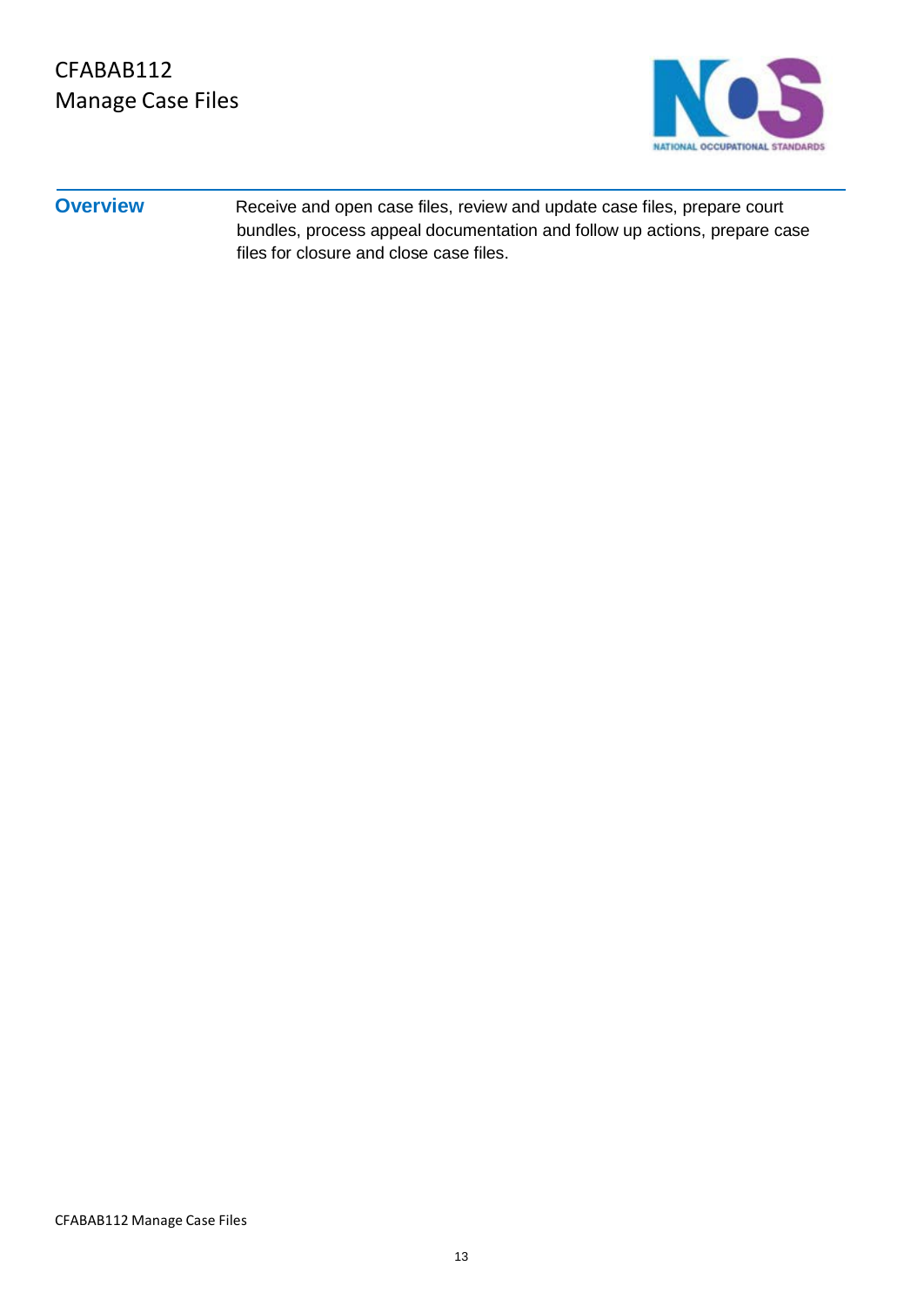# CFABAB112
# Manage Case Files

## Overview

Receive and open case files, review and update case files, prepare court bundles, process appeal documentation and follow up actions, prepare case files for closure and close case files.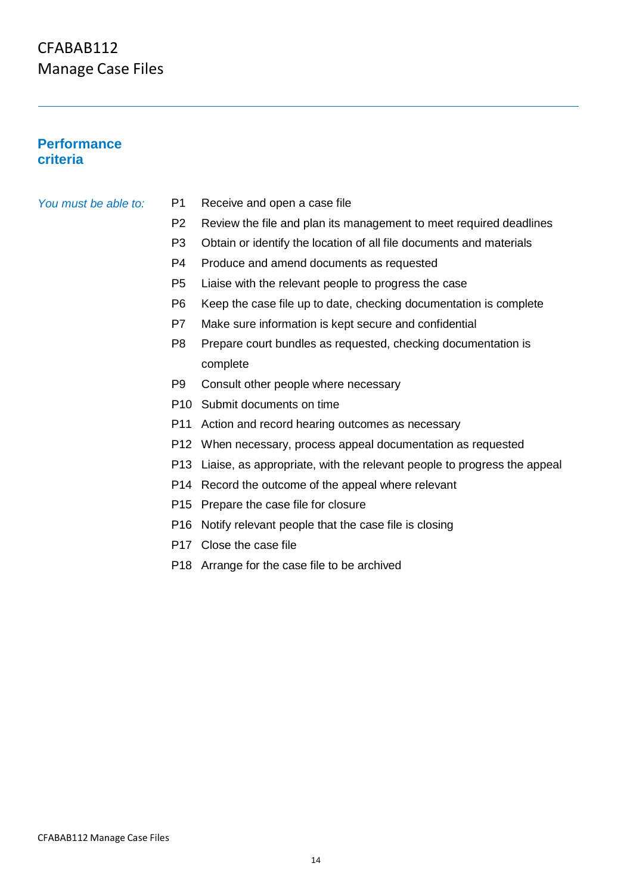# CFABAB112
# Manage Case Files

## Performance criteria

*You must be able to:*

P1 Receive and open a case file
P2 Review the file and plan its management to meet required deadlines
P3 Obtain or identify the location of all file documents and materials
P4 Produce and amend documents as requested
P5 Liaise with the relevant people to progress the case
P6 Keep the case file up to date, checking documentation is complete
P7 Make sure information is kept secure and confidential
P8 Prepare court bundles as requested, checking documentation is complete
P9 Consult other people where necessary
P10 Submit documents on time
P11 Action and record hearing outcomes as necessary
P12 When necessary, process appeal documentation as requested
P13 Liaise, as appropriate, with the relevant people to progress the appeal
P14 Record the outcome of the appeal where relevant
P15 Prepare the case file for closure
P16 Notify relevant people that the case file is closing
P17 Close the case file
P18 Arrange for the case file to be archived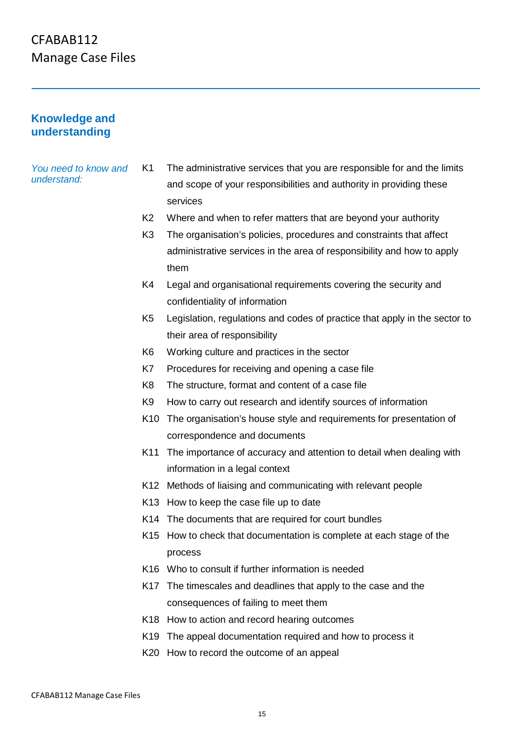# CFABAB112
## Manage Case Files

### Knowledge and understanding

*You need to know and understand:*

| | |
|---|---|
| K1 | The administrative services that you are responsible for and the limits and scope of your responsibilities and authority in providing these services |
| K2 | Where and when to refer matters that are beyond your authority |
| K3 | The organisation's policies, procedures and constraints that affect administrative services in the area of responsibility and how to apply them |
| K4 | Legal and organisational requirements covering the security and confidentiality of information |
| K5 | Legislation, regulations and codes of practice that apply in the sector to their area of responsibility |
| K6 | Working culture and practices in the sector |
| K7 | Procedures for receiving and opening a case file |
| K8 | The structure, format and content of a case file |
| K9 | How to carry out research and identify sources of information |
| K10 | The organisation's house style and requirements for presentation of correspondence and documents |
| K11 | The importance of accuracy and attention to detail when dealing with information in a legal context |
| K12 | Methods of liaising and communicating with relevant people |
| K13 | How to keep the case file up to date |
| K14 | The documents that are required for court bundles |
| K15 | How to check that documentation is complete at each stage of the process |
| K16 | Who to consult if further information is needed |
| K17 | The timescales and deadlines that apply to the case and the consequences of failing to meet them |
| K18 | How to action and record hearing outcomes |
| K19 | The appeal documentation required and how to process it |
| K20 | How to record the outcome of an appeal |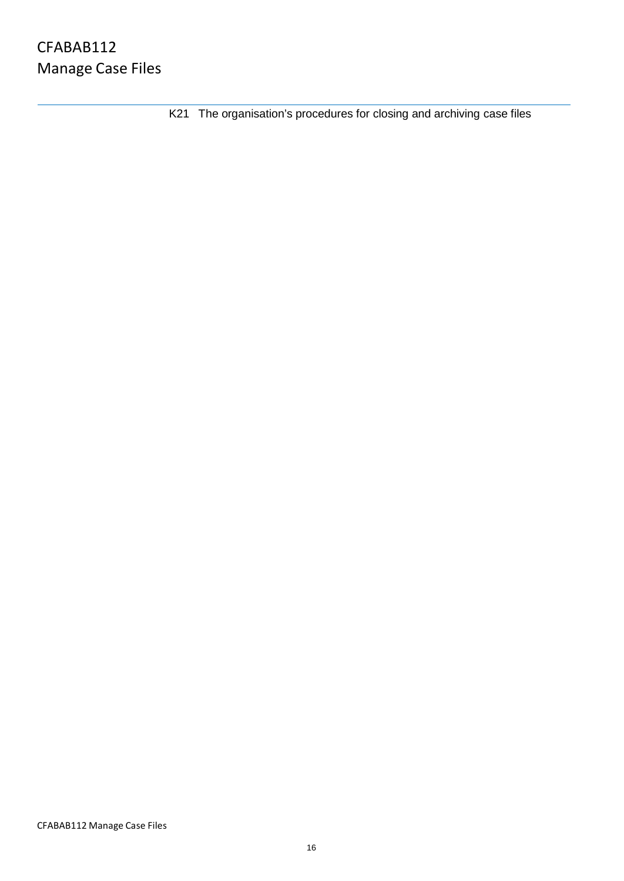K21 The organisation's procedures for closing and archiving case files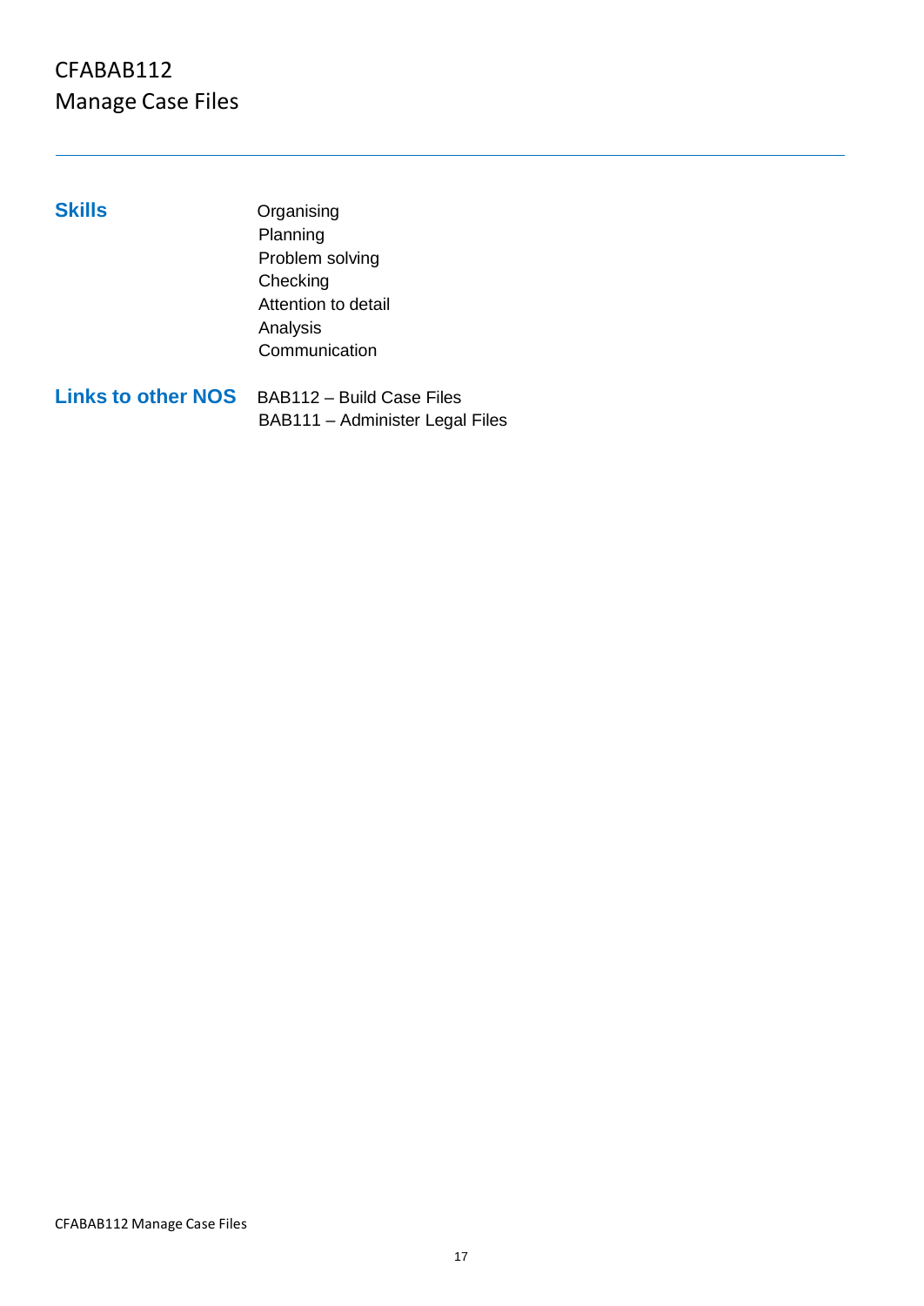# CFABAB112
# Manage Case Files

| | |
|---|---|
| **Skills** | Organising<br>Planning<br>Problem solving<br>Checking<br>Attention to detail<br>Analysis<br>Communication |
| **Links to other NOS** | BAB112 – Build Case Files<br>BAB111 – Administer Legal Files |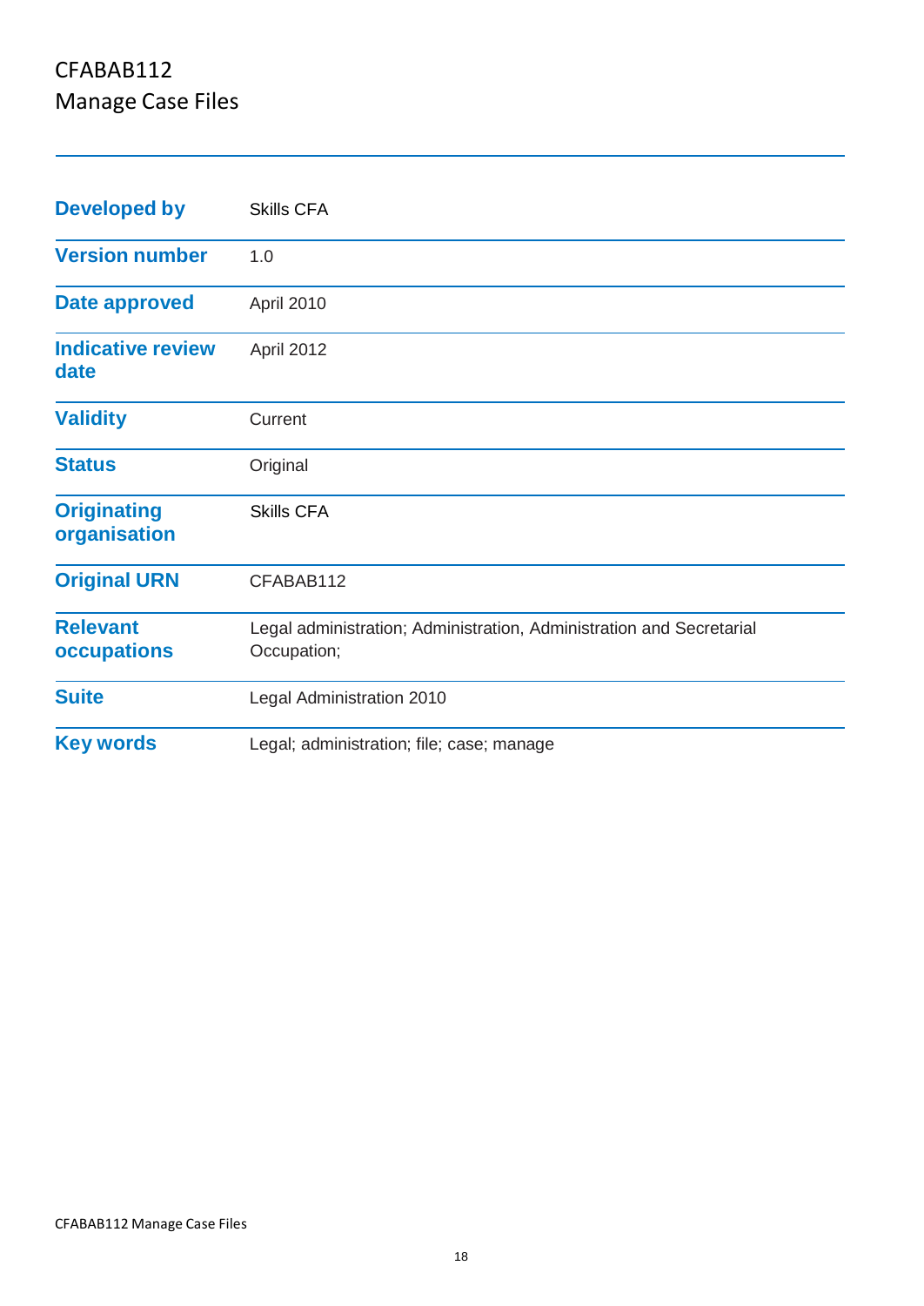# CFABAB112
## Manage Case Files

| | |
|---|---|
| **Developed by** | Skills CFA |
| **Version number** | 1.0 |
| **Date approved** | April 2010 |
| **Indicative review date** | April 2012 |
| **Validity** | Current |
| **Status** | Original |
| **Originating organisation** | Skills CFA |
| **Original URN** | CFABAB112 |
| **Relevant occupations** | Legal administration; Administration, Administration and Secretarial Occupation; |
| **Suite** | Legal Administration 2010 |
| **Key words** | Legal; administration; file; case; manage |